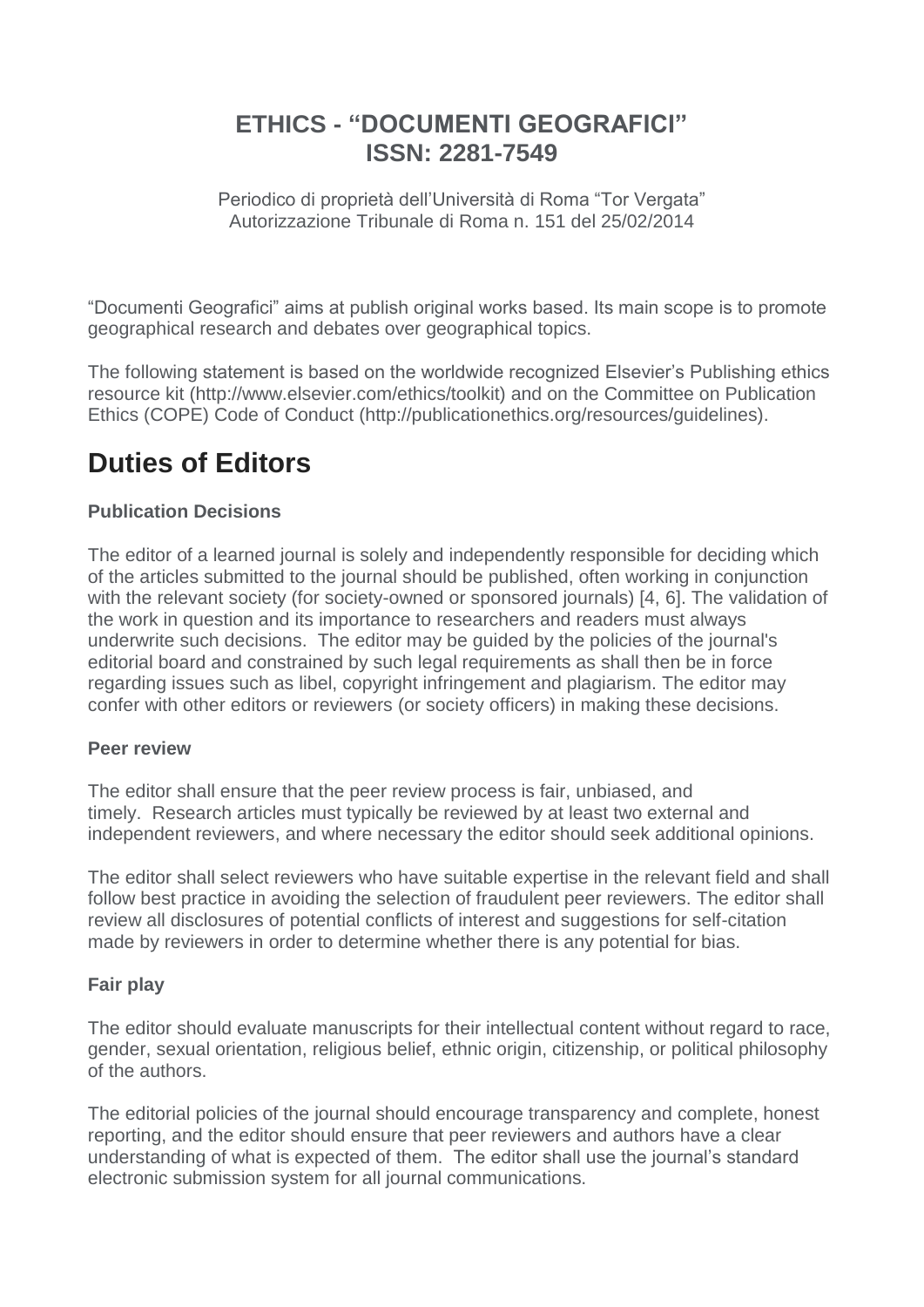# ETHICS - "DOCUMENTI GEOGRAFICI"
# ISSN: 2281-7549

Periodico di proprietà dell'Università di Roma "Tor Vergata"
Autorizzazione Tribunale di Roma n. 151 del 25/02/2014

"Documenti Geografici" aims at publish original works based. Its main scope is to promote geographical research and debates over geographical topics.

The following statement is based on the worldwide recognized Elsevier's Publishing ethics resource kit (http://www.elsevier.com/ethics/toolkit) and on the Committee on Publication Ethics (COPE) Code of Conduct (http://publicationethics.org/resources/guidelines).

## Duties of Editors

### Publication Decisions

The editor of a learned journal is solely and independently responsible for deciding which of the articles submitted to the journal should be published, often working in conjunction with the relevant society (for society-owned or sponsored journals) [4, 6]. The validation of the work in question and its importance to researchers and readers must always underwrite such decisions. The editor may be guided by the policies of the journal's editorial board and constrained by such legal requirements as shall then be in force regarding issues such as libel, copyright infringement and plagiarism. The editor may confer with other editors or reviewers (or society officers) in making these decisions.

### Peer review

The editor shall ensure that the peer review process is fair, unbiased, and timely. Research articles must typically be reviewed by at least two external and independent reviewers, and where necessary the editor should seek additional opinions.

The editor shall select reviewers who have suitable expertise in the relevant field and shall follow best practice in avoiding the selection of fraudulent peer reviewers. The editor shall review all disclosures of potential conflicts of interest and suggestions for self-citation made by reviewers in order to determine whether there is any potential for bias.

### Fair play

The editor should evaluate manuscripts for their intellectual content without regard to race, gender, sexual orientation, religious belief, ethnic origin, citizenship, or political philosophy of the authors.

The editorial policies of the journal should encourage transparency and complete, honest reporting, and the editor should ensure that peer reviewers and authors have a clear understanding of what is expected of them. The editor shall use the journal's standard electronic submission system for all journal communications.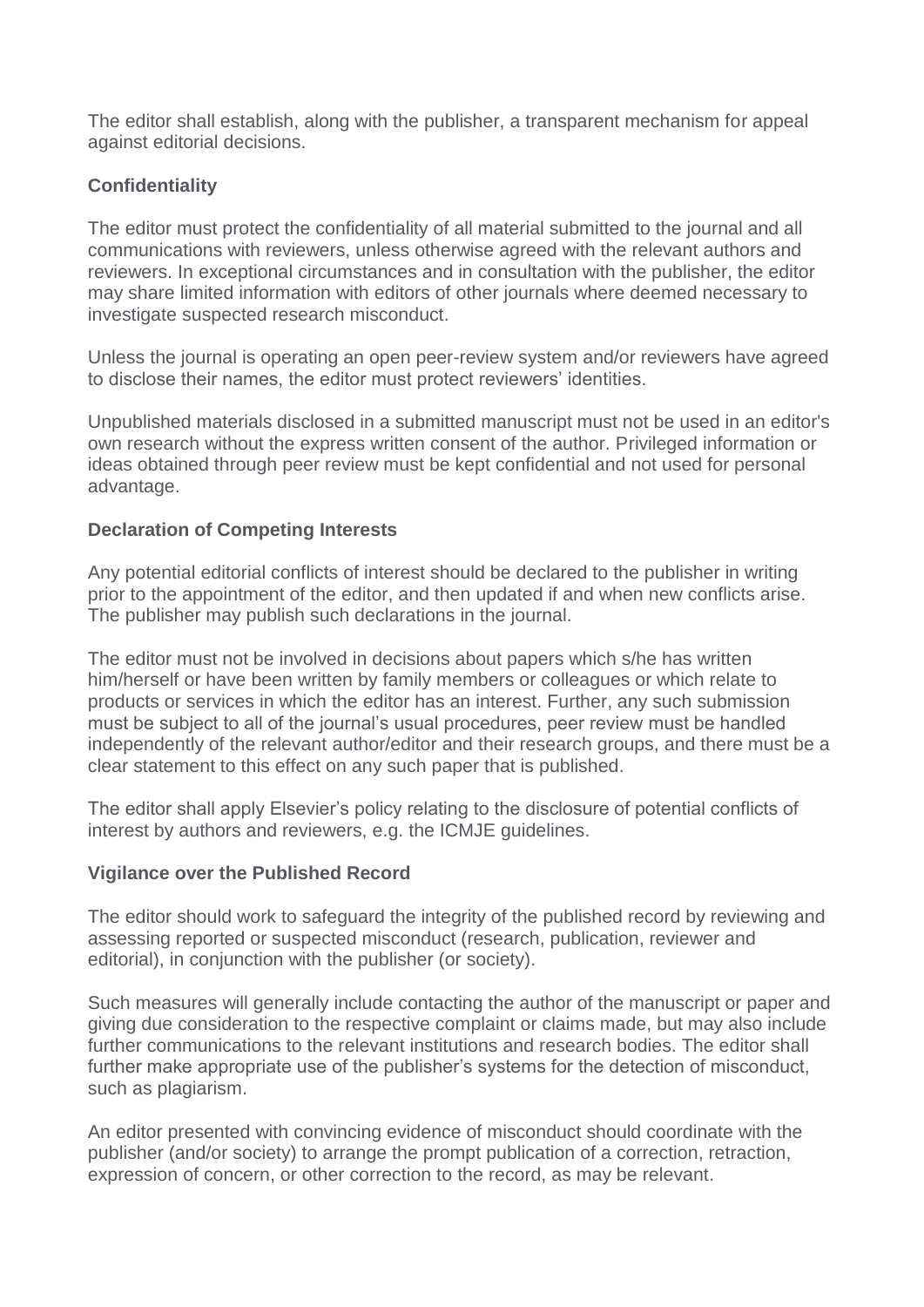The editor shall establish, along with the publisher, a transparent mechanism for appeal against editorial decisions.

**Confidentiality**

The editor must protect the confidentiality of all material submitted to the journal and all communications with reviewers, unless otherwise agreed with the relevant authors and reviewers. In exceptional circumstances and in consultation with the publisher, the editor may share limited information with editors of other journals where deemed necessary to investigate suspected research misconduct.

Unless the journal is operating an open peer-review system and/or reviewers have agreed to disclose their names, the editor must protect reviewers' identities.

Unpublished materials disclosed in a submitted manuscript must not be used in an editor's own research without the express written consent of the author. Privileged information or ideas obtained through peer review must be kept confidential and not used for personal advantage.

**Declaration of Competing Interests**

Any potential editorial conflicts of interest should be declared to the publisher in writing prior to the appointment of the editor, and then updated if and when new conflicts arise. The publisher may publish such declarations in the journal.

The editor must not be involved in decisions about papers which s/he has written him/herself or have been written by family members or colleagues or which relate to products or services in which the editor has an interest. Further, any such submission must be subject to all of the journal's usual procedures, peer review must be handled independently of the relevant author/editor and their research groups, and there must be a clear statement to this effect on any such paper that is published.

The editor shall apply Elsevier's policy relating to the disclosure of potential conflicts of interest by authors and reviewers, e.g. the ICMJE guidelines.

**Vigilance over the Published Record**

The editor should work to safeguard the integrity of the published record by reviewing and assessing reported or suspected misconduct (research, publication, reviewer and editorial), in conjunction with the publisher (or society).

Such measures will generally include contacting the author of the manuscript or paper and giving due consideration to the respective complaint or claims made, but may also include further communications to the relevant institutions and research bodies. The editor shall further make appropriate use of the publisher's systems for the detection of misconduct, such as plagiarism.

An editor presented with convincing evidence of misconduct should coordinate with the publisher (and/or society) to arrange the prompt publication of a correction, retraction, expression of concern, or other correction to the record, as may be relevant.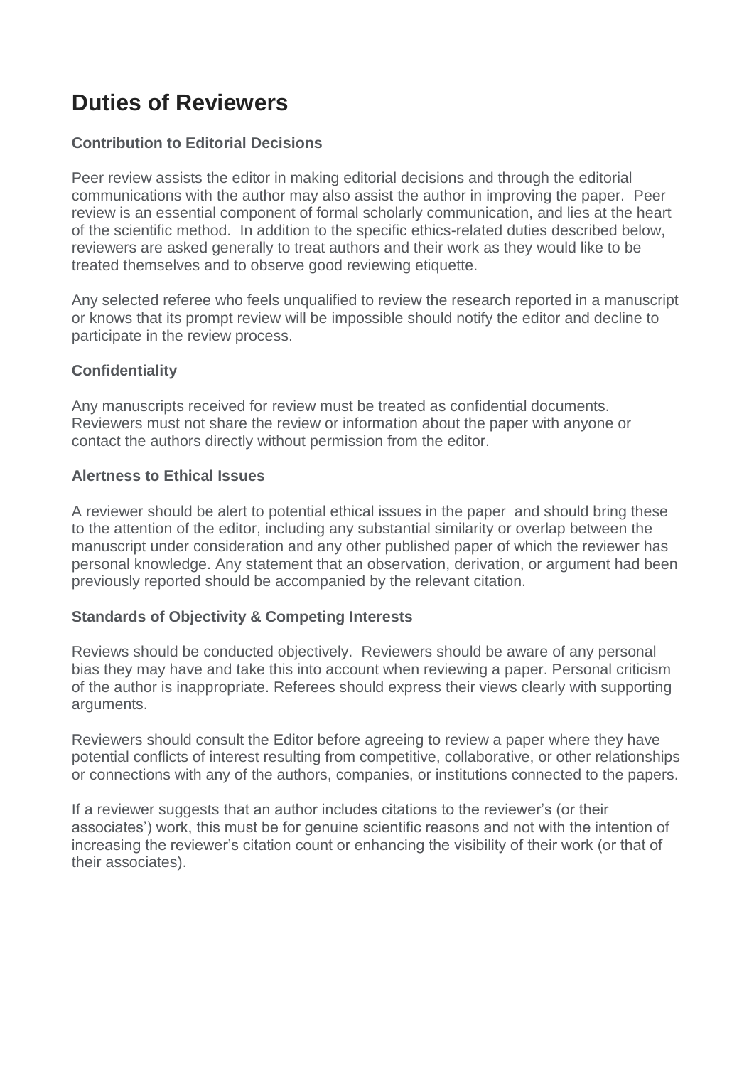# Duties of Reviewers

### Contribution to Editorial Decisions

Peer review assists the editor in making editorial decisions and through the editorial communications with the author may also assist the author in improving the paper. Peer review is an essential component of formal scholarly communication, and lies at the heart of the scientific method. In addition to the specific ethics-related duties described below, reviewers are asked generally to treat authors and their work as they would like to be treated themselves and to observe good reviewing etiquette.

Any selected referee who feels unqualified to review the research reported in a manuscript or knows that its prompt review will be impossible should notify the editor and decline to participate in the review process.

### Confidentiality

Any manuscripts received for review must be treated as confidential documents. Reviewers must not share the review or information about the paper with anyone or contact the authors directly without permission from the editor.

### Alertness to Ethical Issues

A reviewer should be alert to potential ethical issues in the paper and should bring these to the attention of the editor, including any substantial similarity or overlap between the manuscript under consideration and any other published paper of which the reviewer has personal knowledge. Any statement that an observation, derivation, or argument had been previously reported should be accompanied by the relevant citation.

### Standards of Objectivity & Competing Interests

Reviews should be conducted objectively. Reviewers should be aware of any personal bias they may have and take this into account when reviewing a paper. Personal criticism of the author is inappropriate. Referees should express their views clearly with supporting arguments.

Reviewers should consult the Editor before agreeing to review a paper where they have potential conflicts of interest resulting from competitive, collaborative, or other relationships or connections with any of the authors, companies, or institutions connected to the papers.

If a reviewer suggests that an author includes citations to the reviewer's (or their associates') work, this must be for genuine scientific reasons and not with the intention of increasing the reviewer's citation count or enhancing the visibility of their work (or that of their associates).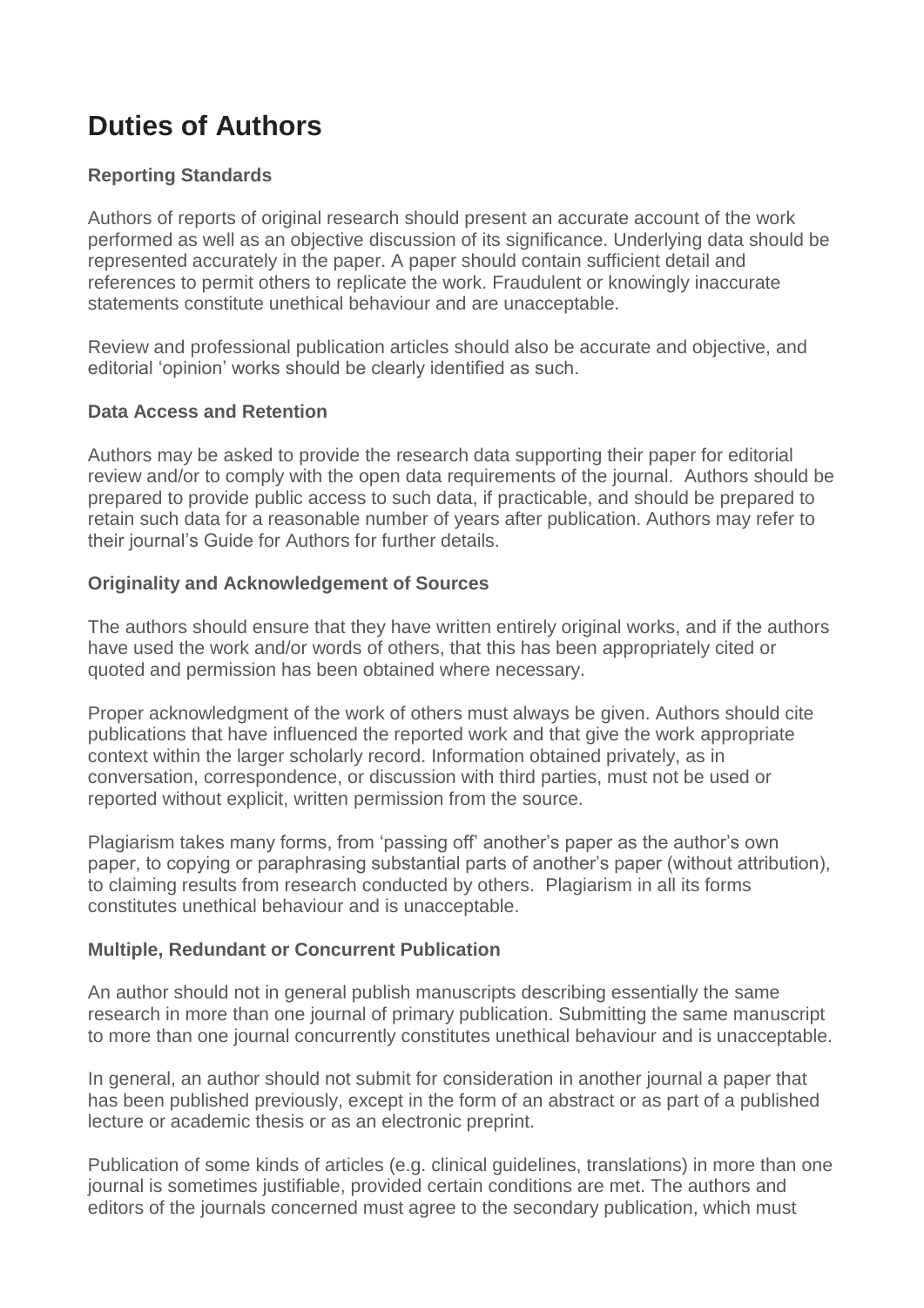# Duties of Authors

**Reporting Standards**

Authors of reports of original research should present an accurate account of the work performed as well as an objective discussion of its significance. Underlying data should be represented accurately in the paper. A paper should contain sufficient detail and references to permit others to replicate the work. Fraudulent or knowingly inaccurate statements constitute unethical behaviour and are unacceptable.

Review and professional publication articles should also be accurate and objective, and editorial 'opinion' works should be clearly identified as such.

**Data Access and Retention**

Authors may be asked to provide the research data supporting their paper for editorial review and/or to comply with the open data requirements of the journal. Authors should be prepared to provide public access to such data, if practicable, and should be prepared to retain such data for a reasonable number of years after publication. Authors may refer to their journal's Guide for Authors for further details.

**Originality and Acknowledgement of Sources**

The authors should ensure that they have written entirely original works, and if the authors have used the work and/or words of others, that this has been appropriately cited or quoted and permission has been obtained where necessary.

Proper acknowledgment of the work of others must always be given. Authors should cite publications that have influenced the reported work and that give the work appropriate context within the larger scholarly record. Information obtained privately, as in conversation, correspondence, or discussion with third parties, must not be used or reported without explicit, written permission from the source.

Plagiarism takes many forms, from 'passing off' another's paper as the author's own paper, to copying or paraphrasing substantial parts of another's paper (without attribution), to claiming results from research conducted by others. Plagiarism in all its forms constitutes unethical behaviour and is unacceptable.

**Multiple, Redundant or Concurrent Publication**

An author should not in general publish manuscripts describing essentially the same research in more than one journal of primary publication. Submitting the same manuscript to more than one journal concurrently constitutes unethical behaviour and is unacceptable.

In general, an author should not submit for consideration in another journal a paper that has been published previously, except in the form of an abstract or as part of a published lecture or academic thesis or as an electronic preprint.

Publication of some kinds of articles (e.g. clinical guidelines, translations) in more than one journal is sometimes justifiable, provided certain conditions are met. The authors and editors of the journals concerned must agree to the secondary publication, which must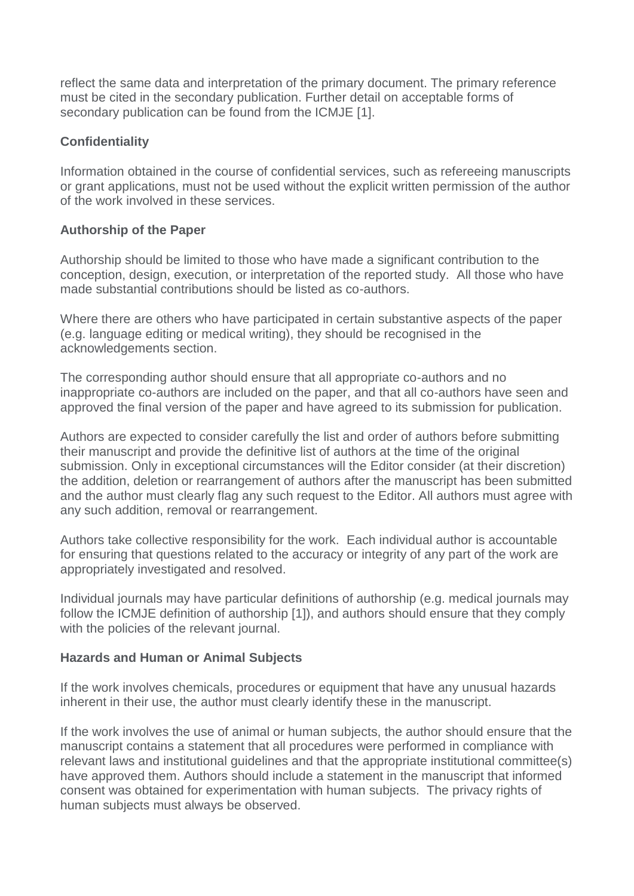reflect the same data and interpretation of the primary document. The primary reference must be cited in the secondary publication. Further detail on acceptable forms of secondary publication can be found from the ICMJE [1].

**Confidentiality**

Information obtained in the course of confidential services, such as refereeing manuscripts or grant applications, must not be used without the explicit written permission of the author of the work involved in these services.

**Authorship of the Paper**

Authorship should be limited to those who have made a significant contribution to the conception, design, execution, or interpretation of the reported study. All those who have made substantial contributions should be listed as co-authors.

Where there are others who have participated in certain substantive aspects of the paper (e.g. language editing or medical writing), they should be recognised in the acknowledgements section.

The corresponding author should ensure that all appropriate co-authors and no inappropriate co-authors are included on the paper, and that all co-authors have seen and approved the final version of the paper and have agreed to its submission for publication.

Authors are expected to consider carefully the list and order of authors before submitting their manuscript and provide the definitive list of authors at the time of the original submission. Only in exceptional circumstances will the Editor consider (at their discretion) the addition, deletion or rearrangement of authors after the manuscript has been submitted and the author must clearly flag any such request to the Editor. All authors must agree with any such addition, removal or rearrangement.

Authors take collective responsibility for the work. Each individual author is accountable for ensuring that questions related to the accuracy or integrity of any part of the work are appropriately investigated and resolved.

Individual journals may have particular definitions of authorship (e.g. medical journals may follow the ICMJE definition of authorship [1]), and authors should ensure that they comply with the policies of the relevant journal.

**Hazards and Human or Animal Subjects**

If the work involves chemicals, procedures or equipment that have any unusual hazards inherent in their use, the author must clearly identify these in the manuscript.

If the work involves the use of animal or human subjects, the author should ensure that the manuscript contains a statement that all procedures were performed in compliance with relevant laws and institutional guidelines and that the appropriate institutional committee(s) have approved them. Authors should include a statement in the manuscript that informed consent was obtained for experimentation with human subjects. The privacy rights of human subjects must always be observed.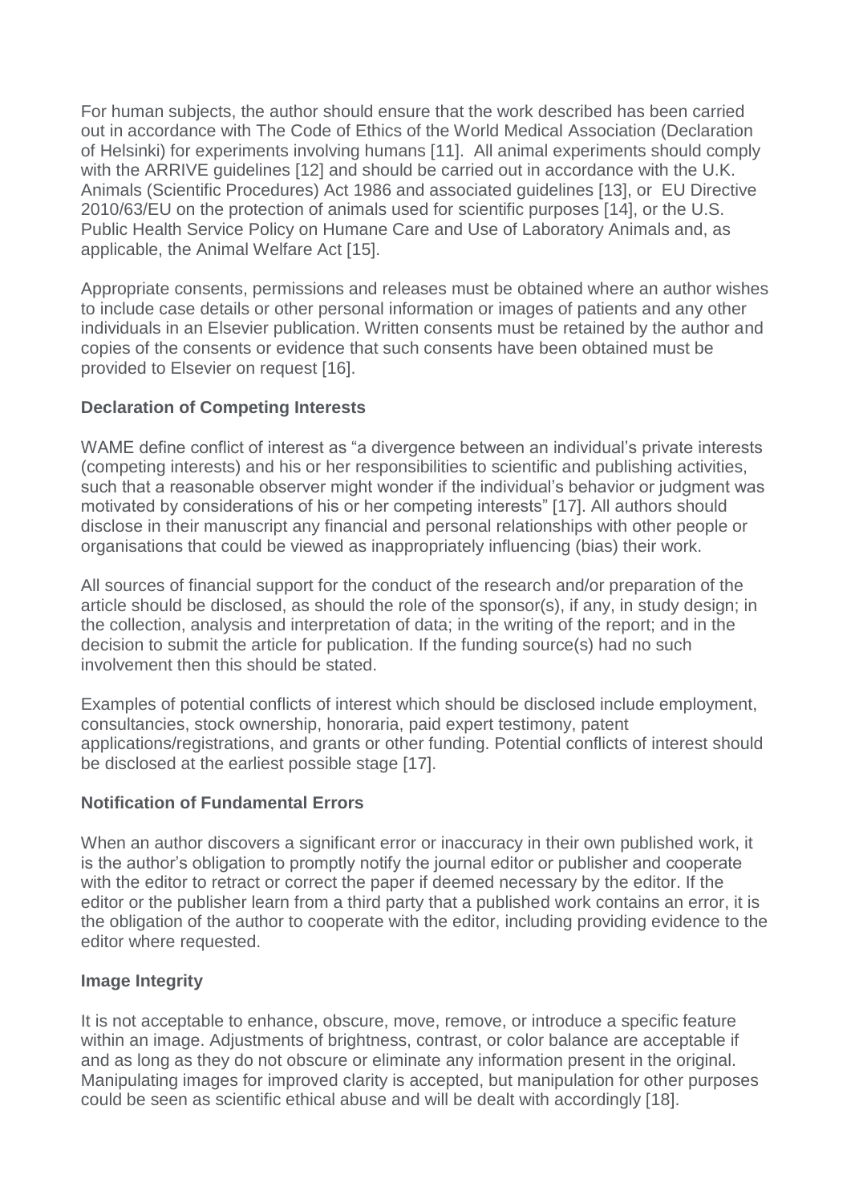For human subjects, the author should ensure that the work described has been carried out in accordance with The Code of Ethics of the World Medical Association (Declaration of Helsinki) for experiments involving humans [11]. All animal experiments should comply with the ARRIVE guidelines [12] and should be carried out in accordance with the U.K. Animals (Scientific Procedures) Act 1986 and associated guidelines [13], or EU Directive 2010/63/EU on the protection of animals used for scientific purposes [14], or the U.S. Public Health Service Policy on Humane Care and Use of Laboratory Animals and, as applicable, the Animal Welfare Act [15].

Appropriate consents, permissions and releases must be obtained where an author wishes to include case details or other personal information or images of patients and any other individuals in an Elsevier publication. Written consents must be retained by the author and copies of the consents or evidence that such consents have been obtained must be provided to Elsevier on request [16].

**Declaration of Competing Interests**

WAME define conflict of interest as "a divergence between an individual's private interests (competing interests) and his or her responsibilities to scientific and publishing activities, such that a reasonable observer might wonder if the individual's behavior or judgment was motivated by considerations of his or her competing interests" [17]. All authors should disclose in their manuscript any financial and personal relationships with other people or organisations that could be viewed as inappropriately influencing (bias) their work.

All sources of financial support for the conduct of the research and/or preparation of the article should be disclosed, as should the role of the sponsor(s), if any, in study design; in the collection, analysis and interpretation of data; in the writing of the report; and in the decision to submit the article for publication. If the funding source(s) had no such involvement then this should be stated.

Examples of potential conflicts of interest which should be disclosed include employment, consultancies, stock ownership, honoraria, paid expert testimony, patent applications/registrations, and grants or other funding. Potential conflicts of interest should be disclosed at the earliest possible stage [17].

**Notification of Fundamental Errors**

When an author discovers a significant error or inaccuracy in their own published work, it is the author's obligation to promptly notify the journal editor or publisher and cooperate with the editor to retract or correct the paper if deemed necessary by the editor. If the editor or the publisher learn from a third party that a published work contains an error, it is the obligation of the author to cooperate with the editor, including providing evidence to the editor where requested.

**Image Integrity**

It is not acceptable to enhance, obscure, move, remove, or introduce a specific feature within an image. Adjustments of brightness, contrast, or color balance are acceptable if and as long as they do not obscure or eliminate any information present in the original. Manipulating images for improved clarity is accepted, but manipulation for other purposes could be seen as scientific ethical abuse and will be dealt with accordingly [18].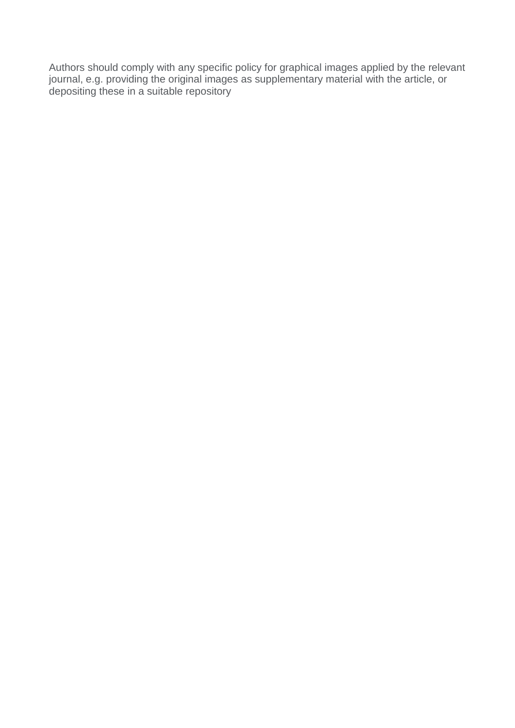Authors should comply with any specific policy for graphical images applied by the relevant journal, e.g. providing the original images as supplementary material with the article, or depositing these in a suitable repository